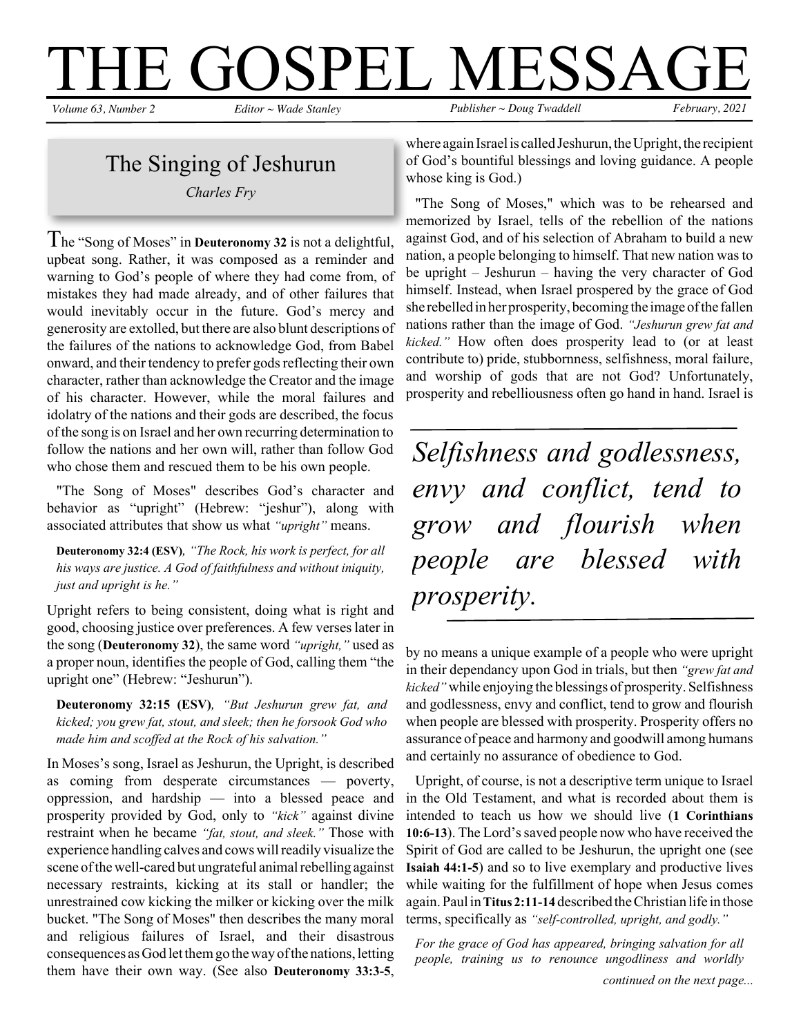# THE GOSPEL MESSAGE

*Volume 63, Number 2* *Editor ~ Wade Stanley* *Publisher ~ Doug Twaddell* *February, 2021*

## The Singing of Jeshurun

*Charles Fry*

The "Song of Moses" in **Deuteronomy 32** is not a delightful, upbeat song. Rather, it was composed as a reminder and warning to God's people of where they had come from, of mistakes they had made already, and of other failures that would inevitably occur in the future. God's mercy and generosity are extolled, but there are also blunt descriptions of the failures of the nations to acknowledge God, from Babel onward, and their tendency to prefer gods reflecting their own character, rather than acknowledge the Creator and the image of his character. However, while the moral failures and idolatry of the nations and their gods are described, the focus of the song is on Israel and her own recurring determination to follow the nations and her own will, rather than follow God who chose them and rescued them to be his own people.

"The Song of Moses" describes God's character and behavior as "upright" (Hebrew: "jeshur"), along with associated attributes that show us what *"upright"* means.

> **Deuteronomy 32:4 (ESV)**, *"The Rock, his work is perfect, for all his ways are justice. A God of faithfulness and without iniquity, just and upright is he."*

Upright refers to being consistent, doing what is right and good, choosing justice over preferences. A few verses later in the song (**Deuteronomy 32**), the same word *"upright,"* used as a proper noun, identifies the people of God, calling them "the upright one" (Hebrew: "Jeshurun").

> **Deuteronomy 32:15 (ESV)**, *"But Jeshurun grew fat, and kicked; you grew fat, stout, and sleek; then he forsook God who made him and scoffed at the Rock of his salvation."*

In Moses's song, Israel as Jeshurun, the Upright, is described as coming from desperate circumstances — poverty, oppression, and hardship — into a blessed peace and prosperity provided by God, only to *"kick"* against divine restraint when he became *"fat, stout, and sleek."* Those with experience handling calves and cows will readily visualize the scene of the well-cared but ungrateful animal rebelling against necessary restraints, kicking at its stall or handler; the unrestrained cow kicking the milker or kicking over the milk bucket. "The Song of Moses" then describes the many moral and religious failures of Israel, and their disastrous consequences as God let them go the way of the nations, letting them have their own way. (See also **Deuteronomy 33:3-5**, where again Israel is called Jeshurun, the Upright, the recipient of God's bountiful blessings and loving guidance. A people whose king is God.)

"The Song of Moses," which was to be rehearsed and memorized by Israel, tells of the rebellion of the nations against God, and of his selection of Abraham to build a new nation, a people belonging to himself. That new nation was to be upright – Jeshurun – having the very character of God himself. Instead, when Israel prospered by the grace of God she rebelled in her prosperity, becoming the image of the fallen nations rather than the image of God. *"Jeshurun grew fat and kicked."* How often does prosperity lead to (or at least contribute to) pride, stubbornness, selfishness, moral failure, and worship of gods that are not God? Unfortunately, prosperity and rebelliousness often go hand in hand. Israel is by no means a unique example of a people who were upright in their dependancy upon God in trials, but then *"grew fat and kicked"* while enjoying the blessings of prosperity. Selfishness and godlessness, envy and conflict, tend to grow and flourish when people are blessed with prosperity. Prosperity offers no assurance of peace and harmony and goodwill among humans and certainly no assurance of obedience to God.

> *Selfishness and godlessness, envy and conflict, tend to grow and flourish when people are blessed with prosperity.*

Upright, of course, is not a descriptive term unique to Israel in the Old Testament, and what is recorded about them is intended to teach us how we should live (**1 Corinthians 10:6-13**). The Lord's saved people now who have received the Spirit of God are called to be Jeshurun, the upright one (see **Isaiah 44:1-5**) and so to live exemplary and productive lives while waiting for the fulfillment of hope when Jesus comes again. Paul in **Titus 2:11-14** described the Christian life in those terms, specifically as *"self-controlled, upright, and godly."*

> *For the grace of God has appeared, bringing salvation for all people, training us to renounce ungodliness and worldly*

*continued on the next page...*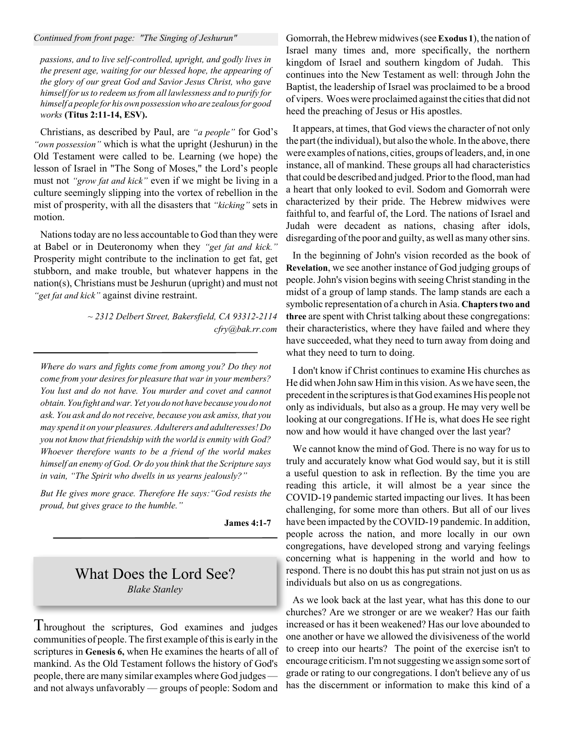*Continued from front page: "The Singing of Jeshurun"*

*passions, and to live self-controlled, upright, and godly lives in the present age, waiting for our blessed hope, the appearing of the glory of our great God and Savior Jesus Christ, who gave himself for us to redeem us from all lawlessness and to purify for himself a people for his own possession who are zealous for good works* **(Titus 2:11-14, ESV).**

Christians, as described by Paul, are *"a people"* for God's *"own possession"* which is what the upright (Jeshurun) in the Old Testament were called to be. Learning (we hope) the lesson of Israel in "The Song of Moses," the Lord's people must not *"grow fat and kick"* even if we might be living in a culture seemingly slipping into the vortex of rebellion in the mist of prosperity, with all the disasters that *"kicking"* sets in motion.

Nations today are no less accountable to God than they were at Babel or in Deuteronomy when they *"get fat and kick."* Prosperity might contribute to the inclination to get fat, get stubborn, and make trouble, but whatever happens in the nation(s), Christians must be Jeshurun (upright) and must not *"get fat and kick"* against divine restraint.

*~ 2312 Delbert Street, Bakersfield, CA 93312-2114*
*cfry@bak.rr.com*

---

*Where do wars and fights come from among you? Do they not come from your desires for pleasure that war in your members? You lust and do not have. You murder and covet and cannot obtain. You fight and war. Yet you do not have because you do not ask. You ask and do not receive, because you ask amiss, that you may spend it on your pleasures. Adulterers and adulteresses! Do you not know that friendship with the world is enmity with God? Whoever therefore wants to be a friend of the world makes himself an enemy of God. Or do you think that the Scripture says in vain, "The Spirit who dwells in us yearns jealously?"*

*But He gives more grace. Therefore He says: "God resists the proud, but gives grace to the humble."*

**James 4:1-7**

---

## What Does the Lord See?

*Blake Stanley*

Throughout the scriptures, God examines and judges communities of people. The first example of this is early in the scriptures in **Genesis 6,** when He examines the hearts of all of mankind. As the Old Testament follows the history of God's people, there are many similar examples where God judges — and not always unfavorably — groups of people: Sodom and Gomorrah, the Hebrew midwives (see **Exodus 1**), the nation of Israel many times and, more specifically, the northern kingdom of Israel and southern kingdom of Judah. This continues into the New Testament as well: through John the Baptist, the leadership of Israel was proclaimed to be a brood of vipers. Woes were proclaimed against the cities that did not heed the preaching of Jesus or His apostles.

It appears, at times, that God views the character of not only the part (the individual), but also the whole. In the above, there were examples of nations, cities, groups of leaders, and, in one instance, all of mankind. These groups all had characteristics that could be described and judged. Prior to the flood, man had a heart that only looked to evil. Sodom and Gomorrah were characterized by their pride. The Hebrew midwives were faithful to, and fearful of, the Lord. The nations of Israel and Judah were decadent as nations, chasing after idols, disregarding of the poor and guilty, as well as many other sins.

In the beginning of John's vision recorded as the book of **Revelation**, we see another instance of God judging groups of people. John's vision begins with seeing Christ standing in the midst of a group of lamp stands. The lamp stands are each a symbolic representation of a church in Asia. **Chapters two and three** are spent with Christ talking about these congregations: their characteristics, where they have failed and where they have succeeded, what they need to turn away from doing and what they need to turn to doing.

I don't know if Christ continues to examine His churches as He did when John saw Him in this vision. As we have seen, the precedent in the scriptures is that God examines His people not only as individuals, but also as a group. He may very well be looking at our congregations. If He is, what does He see right now and how would it have changed over the last year?

We cannot know the mind of God. There is no way for us to truly and accurately know what God would say, but it is still a useful question to ask in reflection. By the time you are reading this article, it will almost be a year since the COVID-19 pandemic started impacting our lives. It has been challenging, for some more than others. But all of our lives have been impacted by the COVID-19 pandemic. In addition, people across the nation, and more locally in our own congregations, have developed strong and varying feelings concerning what is happening in the world and how to respond. There is no doubt this has put strain not just on us as individuals but also on us as congregations.

As we look back at the last year, what has this done to our churches? Are we stronger or are we weaker? Has our faith increased or has it been weakened? Has our love abounded to one another or have we allowed the divisiveness of the world to creep into our hearts? The point of the exercise isn't to encourage criticism. I'm not suggesting we assign some sort of grade or rating to our congregations. I don't believe any of us has the discernment or information to make this kind of a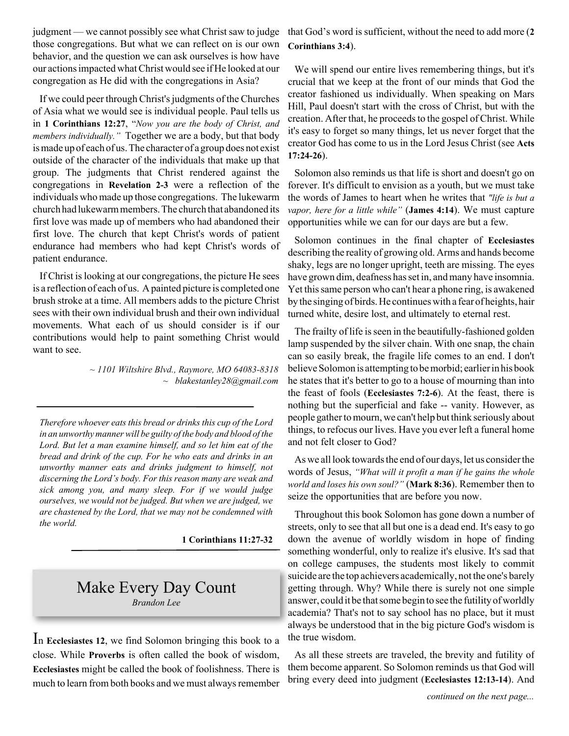judgment — we cannot possibly see what Christ saw to judge those congregations. But what we can reflect on is our own behavior, and the question we can ask ourselves is how have our actions impacted what Christ would see if He looked at our congregation as He did with the congregations in Asia?

If we could peer through Christ's judgments of the Churches of Asia what we would see is individual people. Paul tells us in **1 Corinthians 12:27**, "*Now you are the body of Christ, and members individually.*" Together we are a body, but that body is made up of each of us. The character of a group does not exist outside of the character of the individuals that make up that group. The judgments that Christ rendered against the congregations in **Revelation 2-3** were a reflection of the individuals who made up those congregations. The lukewarm church had lukewarm members. The church that abandoned its first love was made up of members who had abandoned their first love. The church that kept Christ's words of patient endurance had members who had kept Christ's words of patient endurance.

If Christ is looking at our congregations, the picture He sees is a reflection of each of us. A painted picture is completed one brush stroke at a time. All members adds to the picture Christ sees with their own individual brush and their own individual movements. What each of us should consider is if our contributions would help to paint something Christ would want to see.

*~ 1101 Wiltshire Blvd., Raymore, MO 64083-8318*
*~ blakestanley28@gmail.com*

---

*Therefore whoever eats this bread or drinks this cup of the Lord in an unworthy manner will be guilty of the body and blood of the Lord. But let a man examine himself, and so let him eat of the bread and drink of the cup. For he who eats and drinks in an unworthy manner eats and drinks judgment to himself, not discerning the Lord's body. For this reason many are weak and sick among you, and many sleep. For if we would judge ourselves, we would not be judged. But when we are judged, we are chastened by the Lord, that we may not be condemned with the world.*

**1 Corinthians 11:27-32**

---

## Make Every Day Count

*Brandon Lee*

In **Ecclesiastes 12**, we find Solomon bringing this book to a close. While **Proverbs** is often called the book of wisdom, **Ecclesiastes** might be called the book of foolishness. There is much to learn from both books and we must always remember that God's word is sufficient, without the need to add more (**2 Corinthians 3:4**).

We will spend our entire lives remembering things, but it's crucial that we keep at the front of our minds that God the creator fashioned us individually. When speaking on Mars Hill, Paul doesn't start with the cross of Christ, but with the creation. After that, he proceeds to the gospel of Christ. While it's easy to forget so many things, let us never forget that the creator God has come to us in the Lord Jesus Christ (see **Acts 17:24-26**).

Solomon also reminds us that life is short and doesn't go on forever. It's difficult to envision as a youth, but we must take the words of James to heart when he writes that *"life is but a vapor, here for a little while"* (**James 4:14**). We must capture opportunities while we can for our days are but a few.

Solomon continues in the final chapter of **Ecclesiastes** describing the reality of growing old. Arms and hands become shaky, legs are no longer upright, teeth are missing. The eyes have grown dim, deafness has set in, and many have insomnia. Yet this same person who can't hear a phone ring, is awakened by the singing of birds. He continues with a fear of heights, hair turned white, desire lost, and ultimately to eternal rest.

The frailty of life is seen in the beautifully-fashioned golden lamp suspended by the silver chain. With one snap, the chain can so easily break, the fragile life comes to an end. I don't believe Solomon is attempting to be morbid; earlier in his book he states that it's better to go to a house of mourning than into the feast of fools (**Ecclesiastes 7:2-6**). At the feast, there is nothing but the superficial and fake -- vanity. However, as people gather to mourn, we can't help but think seriously about things, to refocus our lives. Have you ever left a funeral home and not felt closer to God?

As we all look towards the end of our days, let us consider the words of Jesus, *"What will it profit a man if he gains the whole world and loses his own soul?"* (**Mark 8:36**). Remember then to seize the opportunities that are before you now.

Throughout this book Solomon has gone down a number of streets, only to see that all but one is a dead end. It's easy to go down the avenue of worldly wisdom in hope of finding something wonderful, only to realize it's elusive. It's sad that on college campuses, the students most likely to commit suicide are the top achievers academically, not the one's barely getting through. Why? While there is surely not one simple answer, could it be that some begin to see the futility of worldly academia? That's not to say school has no place, but it must always be understood that in the big picture God's wisdom is the true wisdom.

As all these streets are traveled, the brevity and futility of them become apparent. So Solomon reminds us that God will bring every deed into judgment (**Ecclesiastes 12:13-14**). And

*continued on the next page...*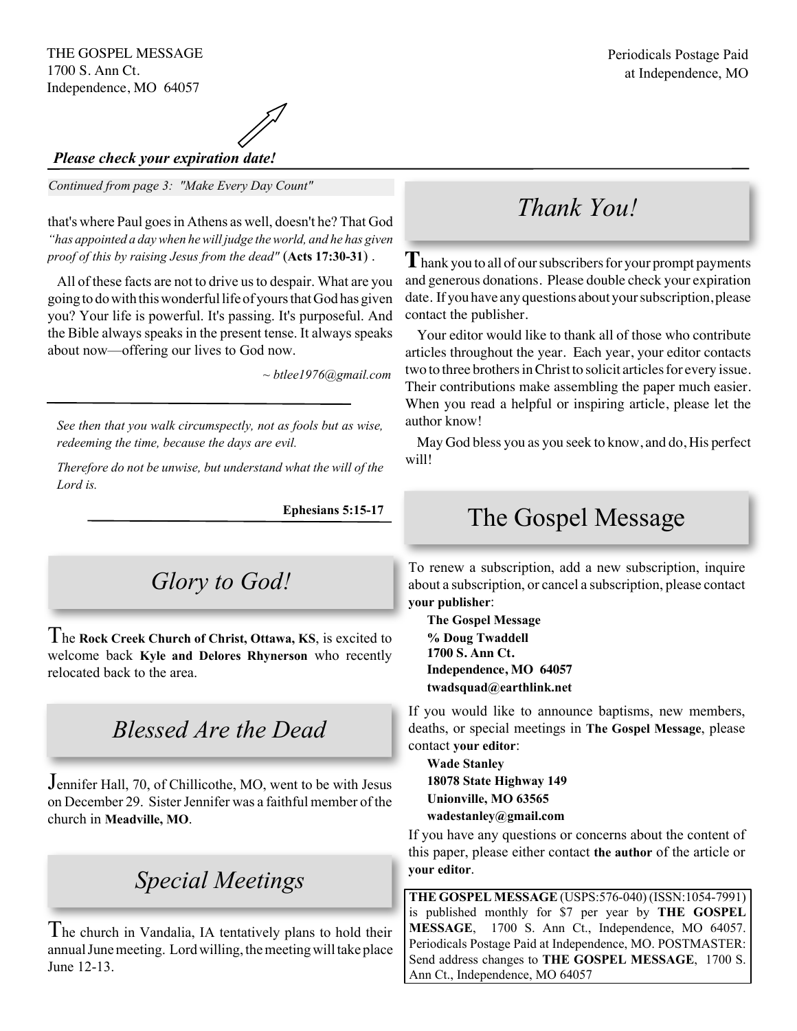THE GOSPEL MESSAGE
1700 S. Ann Ct.
Independence, MO 64057

Periodicals Postage Paid
at Independence, MO

***Please check your expiration date!***

*Continued from page 3: "Make Every Day Count"*

that's where Paul goes in Athens as well, doesn't he? That God *"has appointed a day when he will judge the world, and he has given proof of this by raising Jesus from the dead"* (**Acts 17:30-31**) .

All of these facts are not to drive us to despair. What are you going to do with this wonderful life of yours that God has given you? Your life is powerful. It's passing. It's purposeful. And the Bible always speaks in the present tense. It always speaks about now—offering our lives to God now.

*~ btlee1976@gmail.com*

---

*See then that you walk circumspectly, not as fools but as wise, redeeming the time, because the days are evil.*

*Therefore do not be unwise, but understand what the will of the Lord is.*

**Ephesians 5:15-17**

---

## *Glory to God!*

The **Rock Creek Church of Christ, Ottawa, KS**, is excited to welcome back **Kyle and Delores Rhynerson** who recently relocated back to the area.

## *Blessed Are the Dead*

Jennifer Hall, 70, of Chillicothe, MO, went to be with Jesus on December 29. Sister Jennifer was a faithful member of the church in **Meadville, MO**.

## *Special Meetings*

The church in Vandalia, IA tentatively plans to hold their annual June meeting. Lord willing, the meeting will take place June 12-13.

## *Thank You!*

Thank you to all of our subscribers for your prompt payments and generous donations. Please double check your expiration date. If you have any questions about your subscription, please contact the publisher.

Your editor would like to thank all of those who contribute articles throughout the year. Each year, your editor contacts two to three brothers in Christ to solicit articles for every issue. Their contributions make assembling the paper much easier. When you read a helpful or inspiring article, please let the author know!

May God bless you as you seek to know, and do, His perfect will!

## The Gospel Message

To renew a subscription, add a new subscription, inquire about a subscription, or cancel a subscription, please contact **your publisher**:

**The Gospel Message**
**% Doug Twaddell**
**1700 S. Ann Ct.**
**Independence, MO 64057**
**twadsquad@earthlink.net**

If you would like to announce baptisms, new members, deaths, or special meetings in **The Gospel Message**, please contact **your editor**:

**Wade Stanley**
**18078 State Highway 149**
**Unionville, MO 63565**
**wadestanley@gmail.com**

If you have any questions or concerns about the content of this paper, please either contact **the author** of the article or **your editor**.

**THE GOSPEL MESSAGE** (USPS:576-040) (ISSN:1054-7991) is published monthly for $7 per year by **THE GOSPEL MESSAGE**, 1700 S. Ann Ct., Independence, MO 64057. Periodicals Postage Paid at Independence, MO. POSTMASTER: Send address changes to **THE GOSPEL MESSAGE**, 1700 S. Ann Ct., Independence, MO 64057